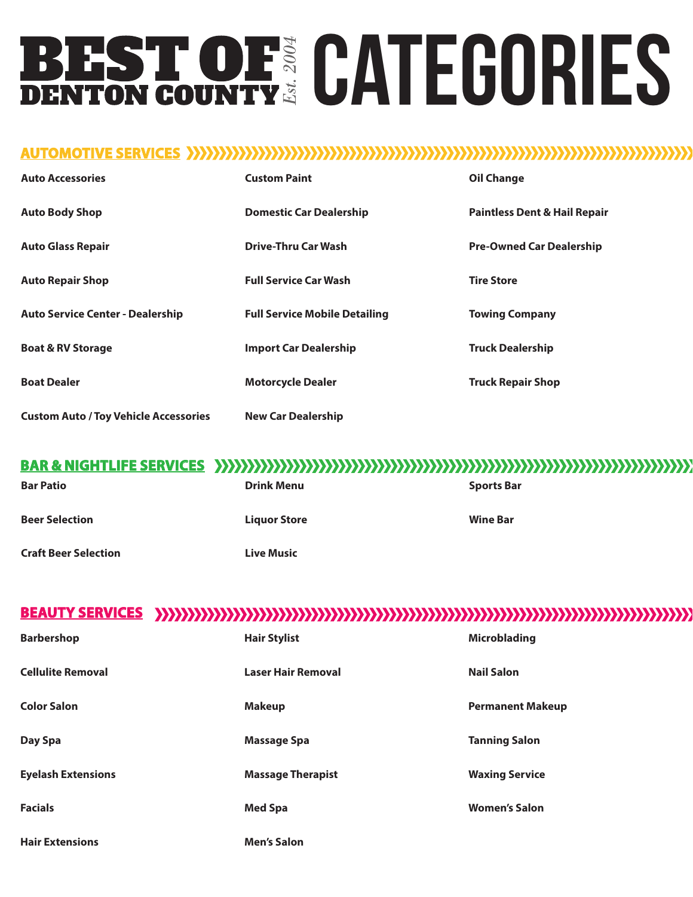# BEST OF DENTON COUNTY *Est. 2004* CATEGORIES

## AUTOMOTIVE SERVICES

**Auto Accessories**

**Auto Body Shop**

**Auto Glass Repair**

**Auto Repair Shop**

**Auto Service Center - Dealership**

**Boat & RV Storage**

**Boat Dealer**

**Custom Auto / Toy Vehicle Accessories**

**Custom Paint**

**Domestic Car Dealership**

**Drive-Thru Car Wash**

**Full Service Car Wash**

**Full Service Mobile Detailing**

**Import Car Dealership**

**Motorcycle Dealer**

**New Car Dealership**

**Oil Change**

**Paintless Dent & Hail Repair**

**Pre-Owned Car Dealership**

**Tire Store**

**Towing Company**

**Truck Dealership**

**Truck Repair Shop**

## BAR & NIGHTLIFE SERVICES

**Bar Patio**

**Beer Selection**

**Craft Beer Selection**

**Drink Menu**

**Liquor Store**

**Live Music**

**Sports Bar**

**Wine Bar**

## BEAUTY SERVICES

**Barbershop**

**Cellulite Removal**

**Color Salon**

**Day Spa**

**Eyelash Extensions**

**Facials**

**Hair Extensions**

**Hair Stylist**

**Laser Hair Removal**

**Makeup**

**Massage Spa**

**Massage Therapist**

**Med Spa**

**Men's Salon**

**Microblading**

**Nail Salon**

**Permanent Makeup**

**Tanning Salon**

**Waxing Service**

**Women's Salon**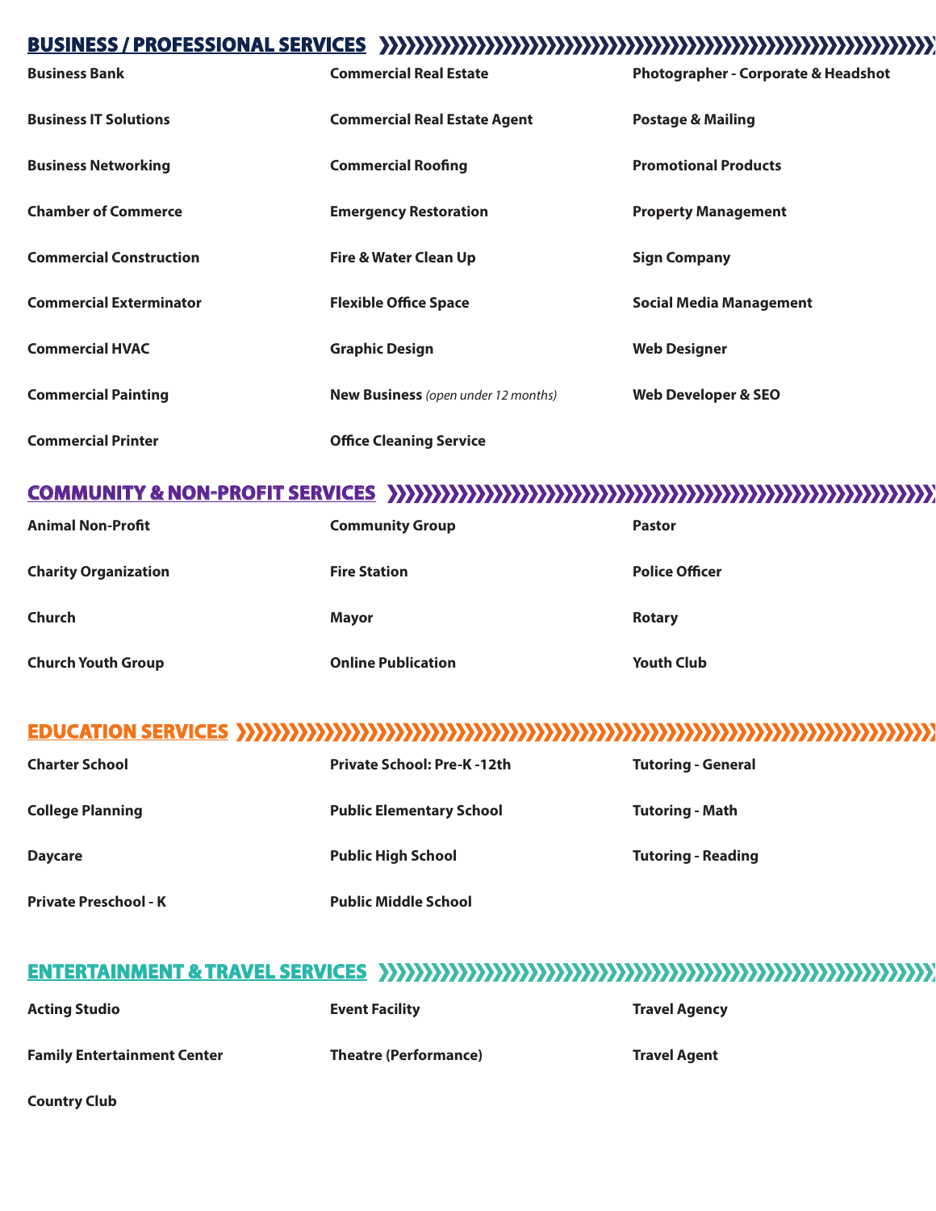## BUSINESS / PROFESSIONAL SERVICES

**Business Bank**

**Business IT Solutions**

**Business Networking**

**Chamber of Commerce**

**Commercial Construction**

**Commercial Exterminator**

**Commercial HVAC**

**Commercial Painting**

**Commercial Printer**

**Commercial Real Estate**

**Commercial Real Estate Agent**

**Commercial Roofing**

**Emergency Restoration**

**Fire & Water Clean Up**

**Flexible Office Space**

**Graphic Design**

**New Business** *(open under 12 months)*

**Office Cleaning Service**

**Photographer - Corporate & Headshot**

**Postage & Mailing**

**Promotional Products**

**Property Management**

**Sign Company**

**Social Media Management**

**Web Designer**

**Web Developer & SEO**

## COMMUNITY & NON-PROFIT SERVICES

**Animal Non-Profit**

**Charity Organization**

**Church**

**Church Youth Group**

**Community Group**

**Fire Station**

**Mayor**

**Online Publication**

**Pastor**

**Police Officer**

**Rotary**

**Youth Club**

## EDUCATION SERVICES

**Charter School**

**College Planning**

**Daycare**

**Private Preschool - K**

**Private School: Pre-K -12th**

**Public Elementary School**

**Public High School**

**Public Middle School**

**Tutoring - General**

**Tutoring - Math**

**Tutoring - Reading**

## ENTERTAINMENT & TRAVEL SERVICES

**Acting Studio**

**Family Entertainment Center**

**Country Club**

**Event Facility**

**Theatre (Performance)**

**Travel Agency**

**Travel Agent**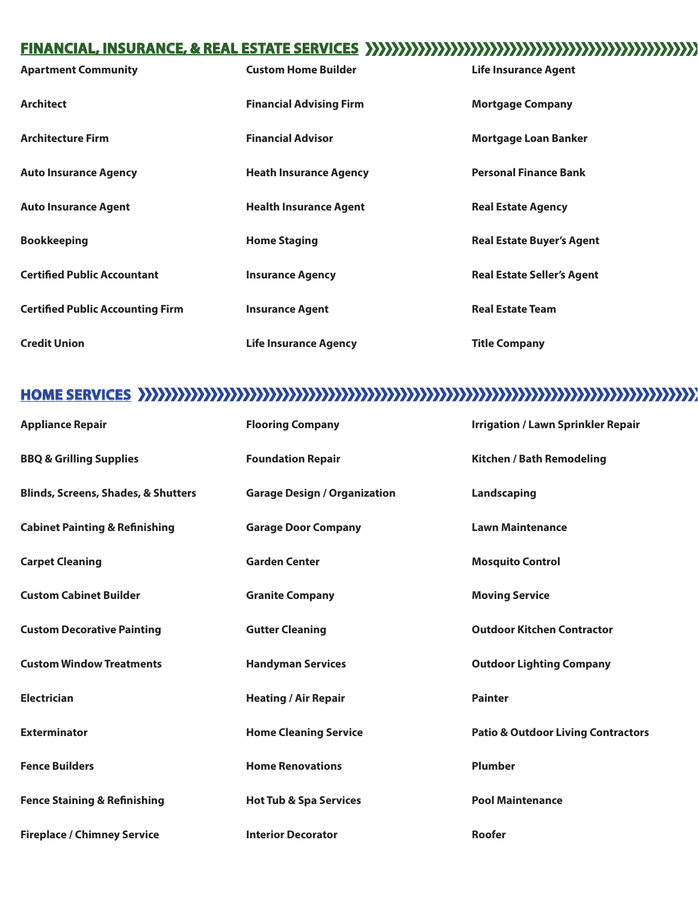## FINANCIAL, INSURANCE, & REAL ESTATE SERVICES

**Apartment Community**

**Architect**

**Architecture Firm**

**Auto Insurance Agency**

**Auto Insurance Agent**

**Bookkeeping**

**Certified Public Accountant**

**Certified Public Accounting Firm**

**Credit Union**

**Custom Home Builder**

**Financial Advising Firm**

**Financial Advisor**

**Heath Insurance Agency**

**Health Insurance Agent**

**Home Staging**

**Insurance Agency**

**Insurance Agent**

**Life Insurance Agency**

**Life Insurance Agent**

**Mortgage Company**

**Mortgage Loan Banker**

**Personal Finance Bank**

**Real Estate Agency**

**Real Estate Buyer's Agent**

**Real Estate Seller's Agent**

**Real Estate Team**

**Title Company**

## HOME SERVICES

**Appliance Repair**

**BBQ & Grilling Supplies**

**Blinds, Screens, Shades, & Shutters**

**Cabinet Painting & Refinishing**

**Carpet Cleaning**

**Custom Cabinet Builder**

**Custom Decorative Painting**

**Custom Window Treatments**

**Electrician**

**Exterminator**

**Fence Builders**

**Fence Staining & Refinishing**

**Fireplace / Chimney Service**

**Flooring Company**

**Foundation Repair**

**Garage Design / Organization**

**Garage Door Company**

**Garden Center**

**Granite Company**

**Gutter Cleaning**

**Handyman Services**

**Heating / Air Repair**

**Home Cleaning Service**

**Home Renovations**

**Hot Tub & Spa Services**

**Interior Decorator**

**Irrigation / Lawn Sprinkler Repair**

**Kitchen / Bath Remodeling**

**Landscaping**

**Lawn Maintenance**

**Mosquito Control**

**Moving Service**

**Outdoor Kitchen Contractor**

**Outdoor Lighting Company**

**Painter**

**Patio & Outdoor Living Contractors**

**Plumber**

**Pool Maintenance**

**Roofer**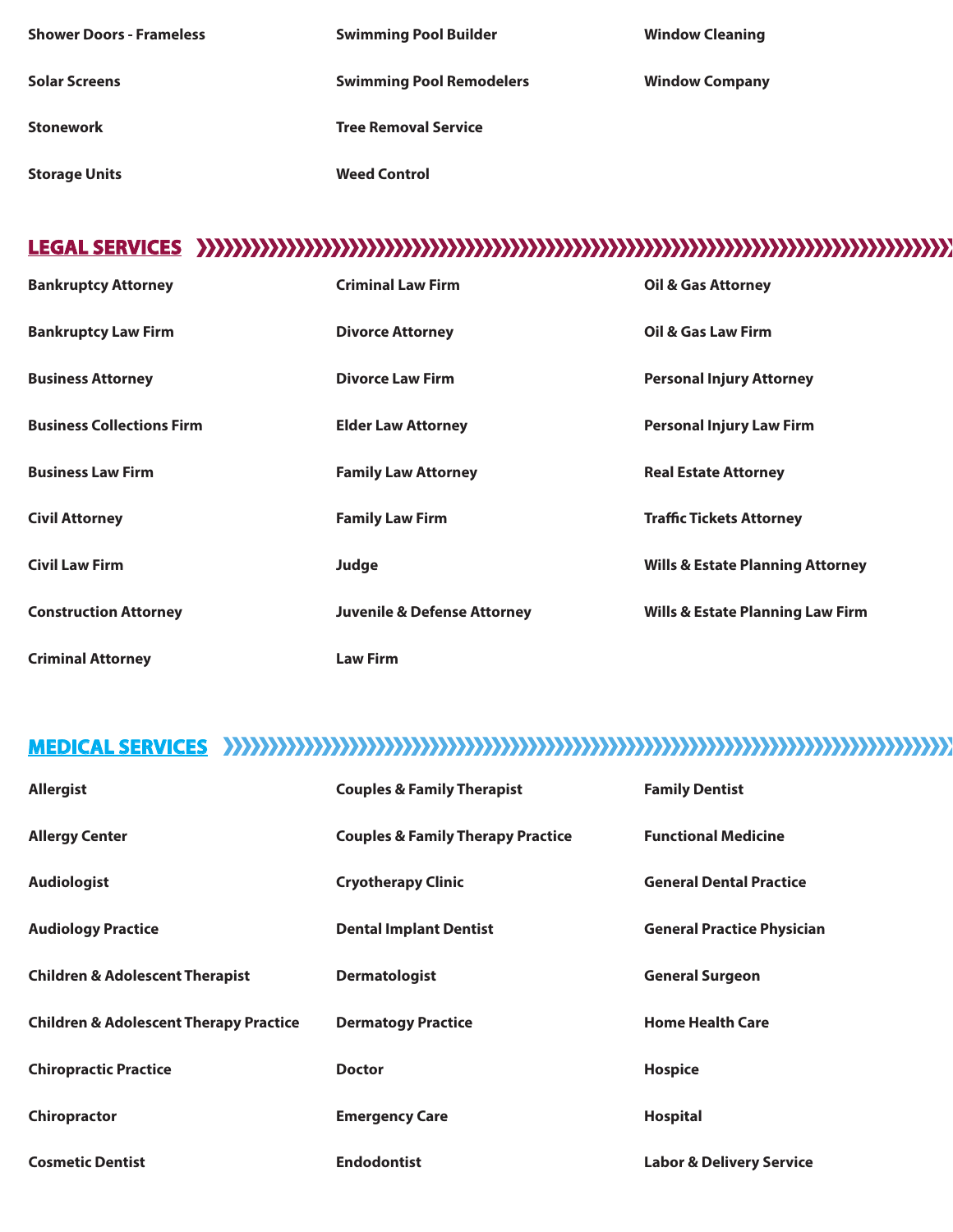**Shower Doors - Frameless**

**Solar Screens**

**Stonework**

**Storage Units**

**Swimming Pool Builder**

**Swimming Pool Remodelers**

**Tree Removal Service**

**Weed Control**

**Window Cleaning**

**Window Company**

## LEGAL SERVICES

**Bankruptcy Attorney**

**Bankruptcy Law Firm**

**Business Attorney**

**Business Collections Firm**

**Business Law Firm**

**Civil Attorney**

**Civil Law Firm**

**Construction Attorney**

**Criminal Attorney**

**Criminal Law Firm**

**Divorce Attorney**

**Divorce Law Firm**

**Elder Law Attorney**

**Family Law Attorney**

**Family Law Firm**

**Judge**

**Juvenile & Defense Attorney**

**Law Firm**

**Oil & Gas Attorney**

**Oil & Gas Law Firm**

**Personal Injury Attorney**

**Personal Injury Law Firm**

**Real Estate Attorney**

**Traffic Tickets Attorney**

**Wills & Estate Planning Attorney**

**Wills & Estate Planning Law Firm**

## MEDICAL SERVICES

**Allergist**

**Allergy Center**

**Audiologist**

**Audiology Practice**

**Children & Adolescent Therapist**

**Children & Adolescent Therapy Practice**

**Chiropractic Practice**

**Chiropractor**

**Cosmetic Dentist**

**Couples & Family Therapist**

**Couples & Family Therapy Practice**

**Cryotherapy Clinic**

**Dental Implant Dentist**

**Dermatologist**

**Dermatogy Practice**

**Doctor**

**Emergency Care**

**Endodontist**

**Family Dentist**

**Functional Medicine**

**General Dental Practice**

**General Practice Physician**

**General Surgeon**

**Home Health Care**

**Hospice**

**Hospital**

**Labor & Delivery Service**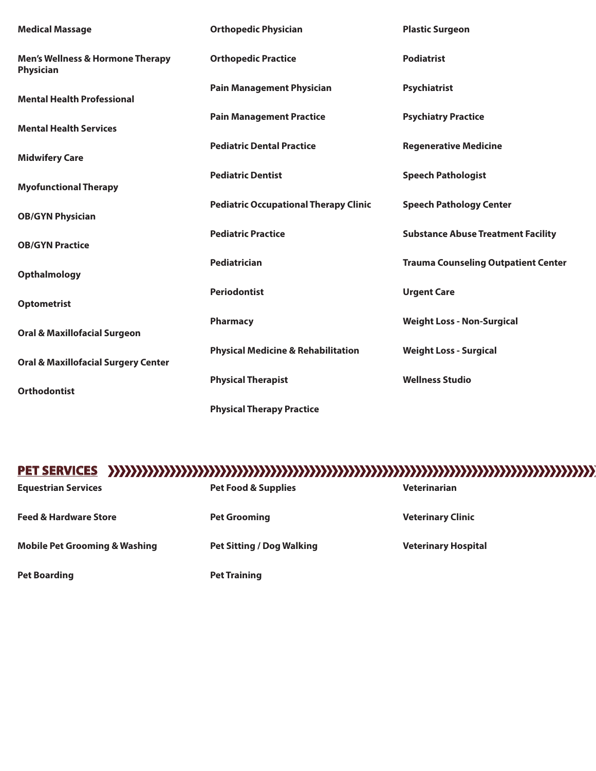**Medical Massage**

**Men's Wellness & Hormone Therapy Physician**

**Mental Health Professional**

**Mental Health Services**

**Midwifery Care**

**Myofunctional Therapy**

**OB/GYN Physician**

**OB/GYN Practice**

**Opthalmology**

**Optometrist**

**Oral & Maxillofacial Surgeon**

**Oral & Maxillofacial Surgery Center**

**Orthodontist**

**Orthopedic Physician**

**Orthopedic Practice**

**Pain Management Physician**

**Pain Management Practice**

**Pediatric Dental Practice**

**Pediatric Dentist**

**Pediatric Occupational Therapy Clinic**

**Pediatric Practice**

**Pediatrician**

**Periodontist**

**Pharmacy**

**Physical Medicine & Rehabilitation**

**Physical Therapist**

**Physical Therapy Practice**

**Plastic Surgeon**

**Podiatrist**

**Psychiatrist**

**Psychiatry Practice**

**Regenerative Medicine**

**Speech Pathologist**

**Speech Pathology Center**

**Substance Abuse Treatment Facility**

**Trauma Counseling Outpatient Center**

**Urgent Care**

**Weight Loss - Non-Surgical**

**Weight Loss - Surgical**

**Wellness Studio**

## PET SERVICES

**Equestrian Services**

**Feed & Hardware Store**

**Mobile Pet Grooming & Washing**

**Pet Boarding**

**Pet Food & Supplies**

**Pet Grooming**

**Pet Sitting / Dog Walking**

**Pet Training**

**Veterinarian**

**Veterinary Clinic**

**Veterinary Hospital**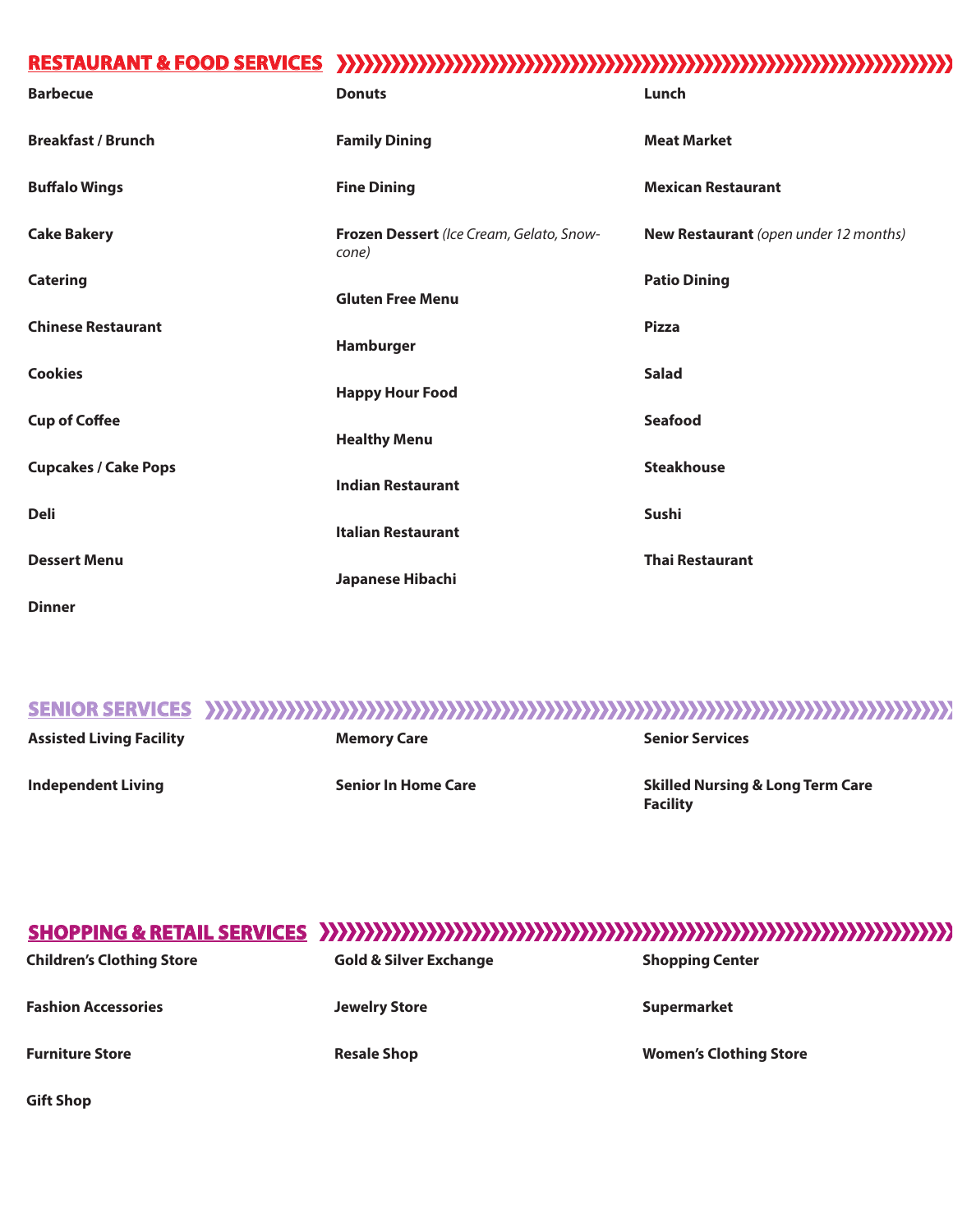## RESTAURANT & FOOD SERVICES

**Barbecue**

**Breakfast / Brunch**

**Buffalo Wings**

**Cake Bakery**

**Catering**

**Chinese Restaurant**

**Cookies**

**Cup of Coffee**

**Cupcakes / Cake Pops**

**Deli**

**Dessert Menu**

**Dinner**

**Donuts**

**Family Dining**

**Fine Dining**

**Frozen Dessert** *(Ice Cream, Gelato, Snow-cone)*

**Gluten Free Menu**

**Hamburger**

**Happy Hour Food**

**Healthy Menu**

**Indian Restaurant**

**Italian Restaurant**

**Japanese Hibachi**

**Lunch**

**Meat Market**

**Mexican Restaurant**

**New Restaurant** *(open under 12 months)*

**Patio Dining**

**Pizza**

**Salad**

**Seafood**

**Steakhouse**

**Sushi**

**Thai Restaurant**

## SENIOR SERVICES

**Assisted Living Facility**

**Independent Living**

**Memory Care**

**Senior In Home Care**

**Senior Services**

**Skilled Nursing & Long Term Care Facility**

## SHOPPING & RETAIL SERVICES

**Children's Clothing Store**

**Fashion Accessories**

**Furniture Store**

**Gift Shop**

**Gold & Silver Exchange**

**Jewelry Store**

**Resale Shop**

**Shopping Center**

**Supermarket**

**Women's Clothing Store**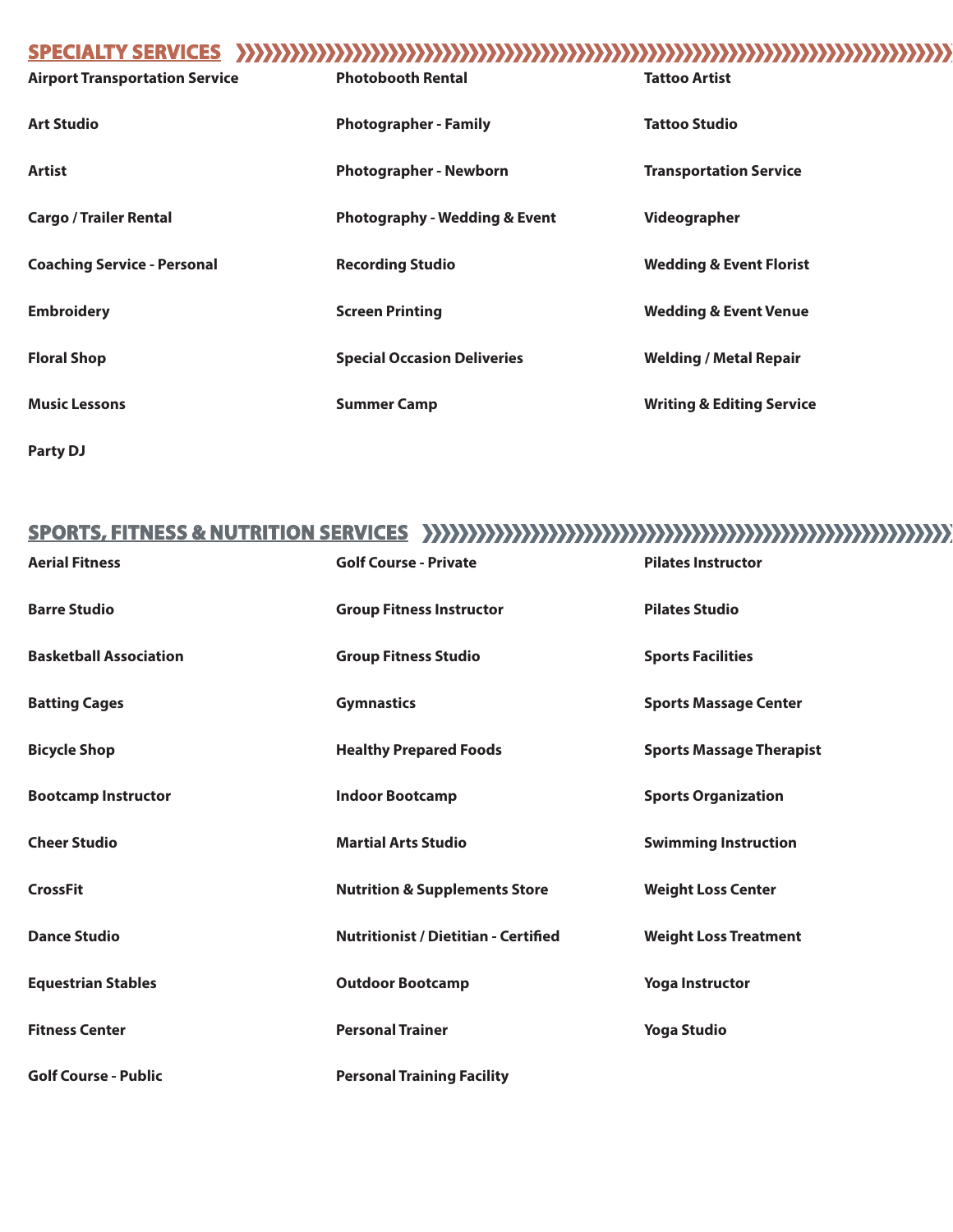## SPECIALTY SERVICES

- Airport Transportation Service
- Art Studio
- Artist
- Cargo / Trailer Rental
- Coaching Service - Personal
- Embroidery
- Floral Shop
- Music Lessons
- Party DJ
- Photobooth Rental
- Photographer - Family
- Photographer - Newborn
- Photography - Wedding & Event
- Recording Studio
- Screen Printing
- Special Occasion Deliveries
- Summer Camp
- Tattoo Artist
- Tattoo Studio
- Transportation Service
- Videographer
- Wedding & Event Florist
- Wedding & Event Venue
- Welding / Metal Repair
- Writing & Editing Service

## SPORTS, FITNESS & NUTRITION SERVICES

- Aerial Fitness
- Barre Studio
- Basketball Association
- Batting Cages
- Bicycle Shop
- Bootcamp Instructor
- Cheer Studio
- CrossFit
- Dance Studio
- Equestrian Stables
- Fitness Center
- Golf Course - Public
- Golf Course - Private
- Group Fitness Instructor
- Group Fitness Studio
- Gymnastics
- Healthy Prepared Foods
- Indoor Bootcamp
- Martial Arts Studio
- Nutrition & Supplements Store
- Nutritionist / Dietitian - Certified
- Outdoor Bootcamp
- Personal Trainer
- Personal Training Facility
- Pilates Instructor
- Pilates Studio
- Sports Facilities
- Sports Massage Center
- Sports Massage Therapist
- Sports Organization
- Swimming Instruction
- Weight Loss Center
- Weight Loss Treatment
- Yoga Instructor
- Yoga Studio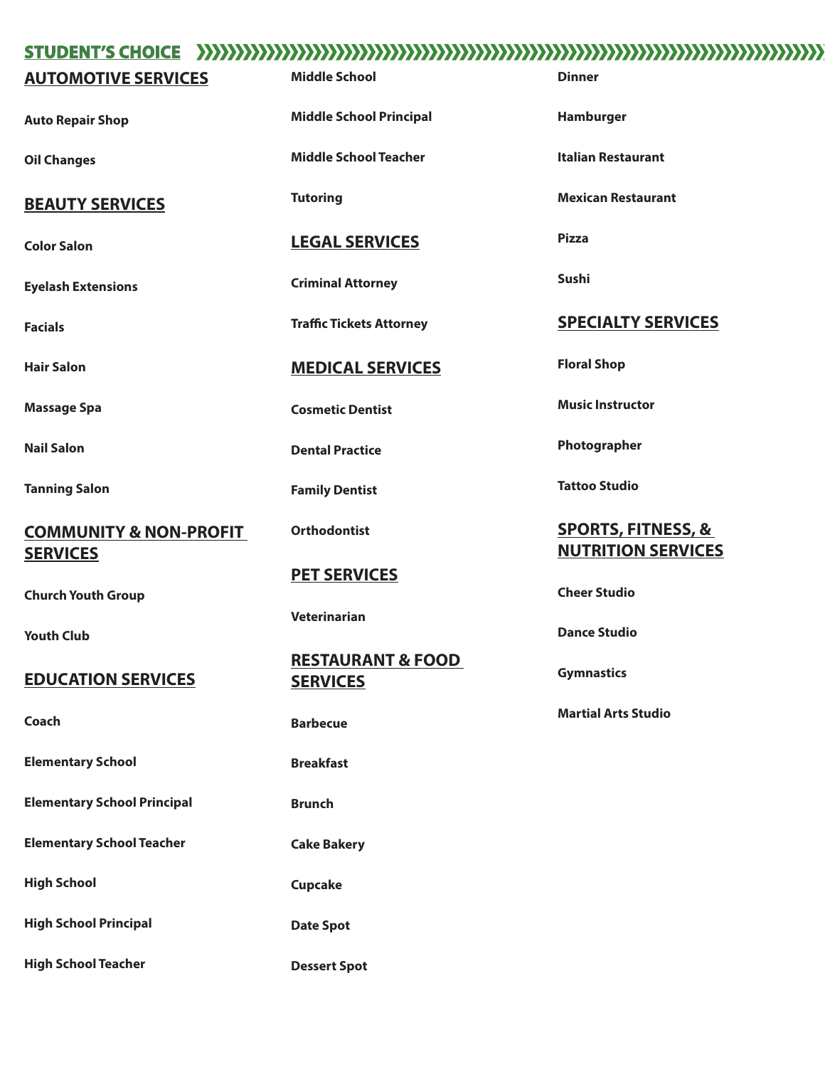## STUDENT'S CHOICE

### AUTOMOTIVE SERVICES

**Auto Repair Shop**

**Oil Changes**

### BEAUTY SERVICES

**Color Salon**

**Eyelash Extensions**

**Facials**

**Hair Salon**

**Massage Spa**

**Nail Salon**

**Tanning Salon**

### COMMUNITY & NON-PROFIT SERVICES

**Church Youth Group**

**Youth Club**

### EDUCATION SERVICES

**Coach**

**Elementary School**

**Elementary School Principal**

**Elementary School Teacher**

**High School**

**High School Principal**

**High School Teacher**

**Middle School**

**Middle School Principal**

**Middle School Teacher**

**Tutoring**

### LEGAL SERVICES

**Criminal Attorney**

**Traffic Tickets Attorney**

### MEDICAL SERVICES

**Cosmetic Dentist**

**Dental Practice**

**Family Dentist**

**Orthodontist**

### PET SERVICES

**Veterinarian**

### RESTAURANT & FOOD SERVICES

**Barbecue**

**Breakfast**

**Brunch**

**Cake Bakery**

**Cupcake**

**Date Spot**

**Dessert Spot**

**Dinner**

**Hamburger**

**Italian Restaurant**

**Mexican Restaurant**

**Pizza**

**Sushi**

### SPECIALTY SERVICES

**Floral Shop**

**Music Instructor**

**Photographer**

**Tattoo Studio**

### SPORTS, FITNESS, & NUTRITION SERVICES

**Cheer Studio**

**Dance Studio**

**Gymnastics**

**Martial Arts Studio**